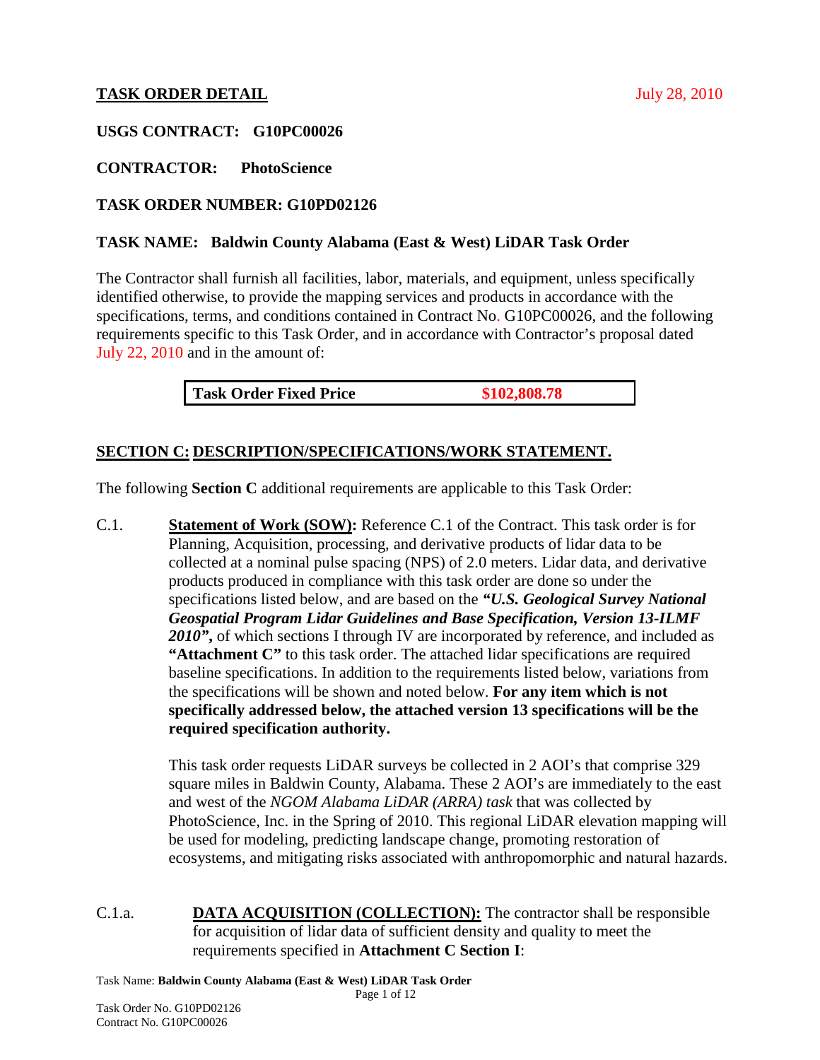**TASK ORDER DETAIL** July 28, 2010

**USGS CONTRACT: G10PC00026**

**CONTRACTOR: PhotoScience**

**TASK ORDER NUMBER: G10PD02126**

**TASK NAME: Baldwin County Alabama (East & West) LiDAR Task Order**

The Contractor shall furnish all facilities, labor, materials, and equipment, unless specifically identified otherwise, to provide the mapping services and products in accordance with the specifications, terms, and conditions contained in Contract No. G10PC00026, and the following requirements specific to this Task Order, and in accordance with Contractor's proposal dated July 22, 2010 and in the amount of:

| | |
|---|---|
| **Task Order Fixed Price** | **$102,808.78** |

## SECTION C: DESCRIPTION/SPECIFICATIONS/WORK STATEMENT.

The following **Section C** additional requirements are applicable to this Task Order:

C.1. **Statement of Work (SOW):** Reference C.1 of the Contract. This task order is for Planning, Acquisition, processing, and derivative products of lidar data to be collected at a nominal pulse spacing (NPS) of 2.0 meters. Lidar data, and derivative products produced in compliance with this task order are done so under the specifications listed below, and are based on the ***"U.S. Geological Survey National Geospatial Program Lidar Guidelines and Base Specification, Version 13-ILMF 2010",*** of which sections I through IV are incorporated by reference, and included as **"Attachment C"** to this task order. The attached lidar specifications are required baseline specifications. In addition to the requirements listed below, variations from the specifications will be shown and noted below. **For any item which is not specifically addressed below, the attached version 13 specifications will be the required specification authority.**

This task order requests LiDAR surveys be collected in 2 AOI's that comprise 329 square miles in Baldwin County, Alabama. These 2 AOI's are immediately to the east and west of the *NGOM Alabama LiDAR (ARRA) task* that was collected by PhotoScience, Inc. in the Spring of 2010. This regional LiDAR elevation mapping will be used for modeling, predicting landscape change, promoting restoration of ecosystems, and mitigating risks associated with anthropomorphic and natural hazards.

C.1.a. **DATA ACQUISITION (COLLECTION):** The contractor shall be responsible for acquisition of lidar data of sufficient density and quality to meet the requirements specified in **Attachment C Section I**: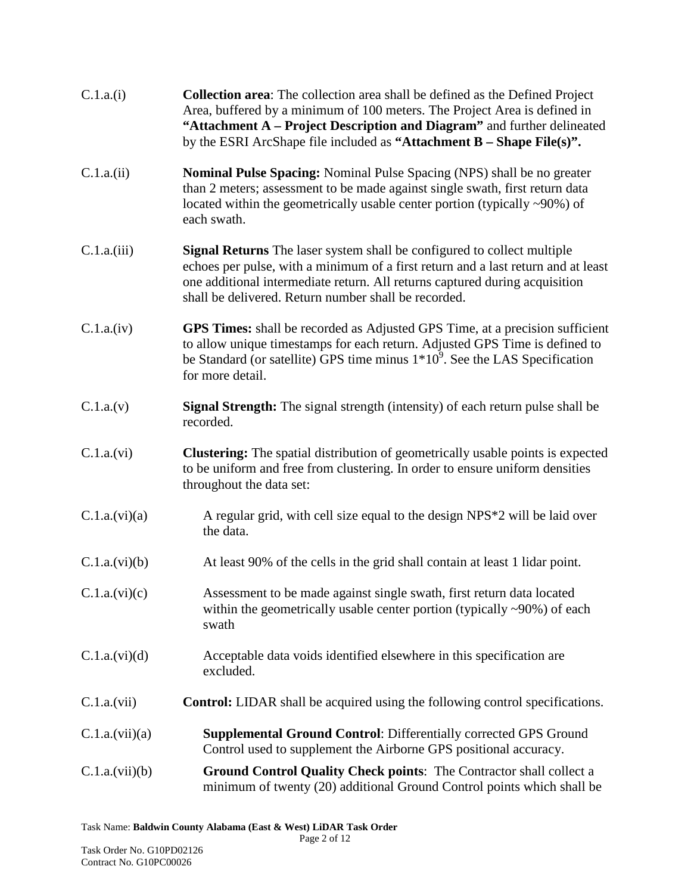C.1.a.(i) **Collection area**: The collection area shall be defined as the Defined Project Area, buffered by a minimum of 100 meters. The Project Area is defined in **"Attachment A – Project Description and Diagram"** and further delineated by the ESRI ArcShape file included as **"Attachment B – Shape File(s)".**

C.1.a.(ii) **Nominal Pulse Spacing:** Nominal Pulse Spacing (NPS) shall be no greater than 2 meters; assessment to be made against single swath, first return data located within the geometrically usable center portion (typically ~90%) of each swath.

C.1.a.(iii) **Signal Returns** The laser system shall be configured to collect multiple echoes per pulse, with a minimum of a first return and a last return and at least one additional intermediate return. All returns captured during acquisition shall be delivered. Return number shall be recorded.

C.1.a.(iv) **GPS Times:** shall be recorded as Adjusted GPS Time, at a precision sufficient to allow unique timestamps for each return. Adjusted GPS Time is defined to be Standard (or satellite) GPS time minus $1*10^9$. See the LAS Specification for more detail.

C.1.a.(v) **Signal Strength:** The signal strength (intensity) of each return pulse shall be recorded.

C.1.a.(vi) **Clustering:** The spatial distribution of geometrically usable points is expected to be uniform and free from clustering. In order to ensure uniform densities throughout the data set:

C.1.a.(vi)(a) A regular grid, with cell size equal to the design NPS*2 will be laid over the data.

C.1.a.(vi)(b) At least 90% of the cells in the grid shall contain at least 1 lidar point.

C.1.a.(vi)(c) Assessment to be made against single swath, first return data located within the geometrically usable center portion (typically ~90%) of each swath

C.1.a.(vi)(d) Acceptable data voids identified elsewhere in this specification are excluded.

C.1.a.(vii) **Control:** LIDAR shall be acquired using the following control specifications.

C.1.a.(vii)(a) **Supplemental Ground Control**: Differentially corrected GPS Ground Control used to supplement the Airborne GPS positional accuracy.

C.1.a.(vii)(b) **Ground Control Quality Check points**: The Contractor shall collect a minimum of twenty (20) additional Ground Control points which shall be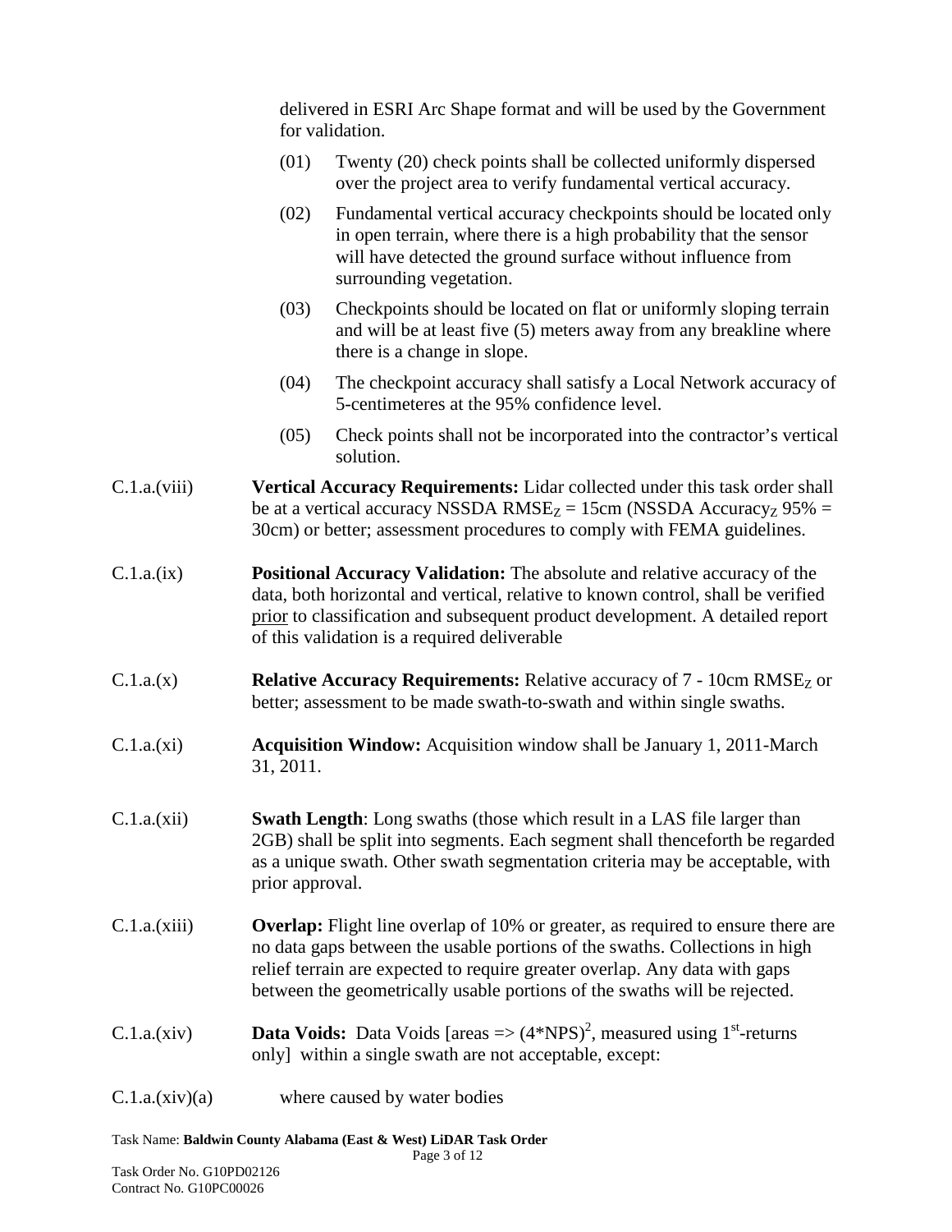delivered in ESRI Arc Shape format and will be used by the Government for validation.

(01) Twenty (20) check points shall be collected uniformly dispersed over the project area to verify fundamental vertical accuracy.

(02) Fundamental vertical accuracy checkpoints should be located only in open terrain, where there is a high probability that the sensor will have detected the ground surface without influence from surrounding vegetation.

(03) Checkpoints should be located on flat or uniformly sloping terrain and will be at least five (5) meters away from any breakline where there is a change in slope.

(04) The checkpoint accuracy shall satisfy a Local Network accuracy of 5-centimeteres at the 95% confidence level.

(05) Check points shall not be incorporated into the contractor's vertical solution.

C.1.a.(viii) **Vertical Accuracy Requirements:** Lidar collected under this task order shall be at a vertical accuracy NSSDA $RMSE_Z$ = 15cm (NSSDA $Accuracy_Z$ 95% = 30cm) or better; assessment procedures to comply with FEMA guidelines.

C.1.a.(ix) **Positional Accuracy Validation:** The absolute and relative accuracy of the data, both horizontal and vertical, relative to known control, shall be verified prior to classification and subsequent product development. A detailed report of this validation is a required deliverable

C.1.a.(x) **Relative Accuracy Requirements:** Relative accuracy of 7 - 10cm $RMSE_Z$ or better; assessment to be made swath-to-swath and within single swaths.

C.1.a.(xi) **Acquisition Window:** Acquisition window shall be January 1, 2011-March 31, 2011.

C.1.a.(xii) **Swath Length**: Long swaths (those which result in a LAS file larger than 2GB) shall be split into segments. Each segment shall thenceforth be regarded as a unique swath. Other swath segmentation criteria may be acceptable, with prior approval.

C.1.a.(xiii) **Overlap:** Flight line overlap of 10% or greater, as required to ensure there are no data gaps between the usable portions of the swaths. Collections in high relief terrain are expected to require greater overlap. Any data with gaps between the geometrically usable portions of the swaths will be rejected.

C.1.a.(xiv) **Data Voids:** Data Voids [areas => $(4*NPS)^2$, measured using 1st-returns only] within a single swath are not acceptable, except:

C.1.a.(xiv)(a) where caused by water bodies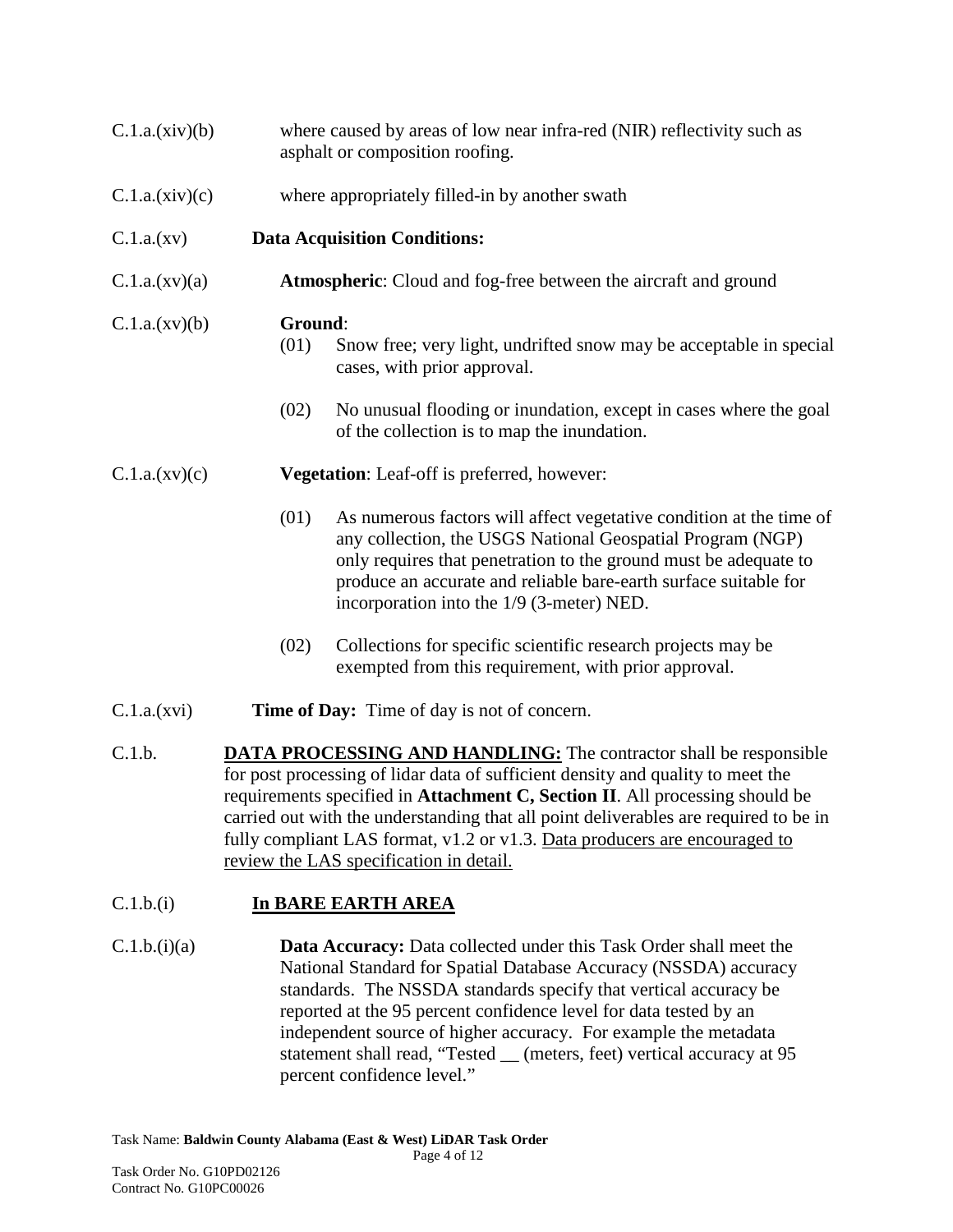C.1.a.(xiv)(b) where caused by areas of low near infra-red (NIR) reflectivity such as asphalt or composition roofing.

C.1.a.(xiv)(c) where appropriately filled-in by another swath

C.1.a.(xv) **Data Acquisition Conditions:**

C.1.a.(xv)(a) **Atmospheric**: Cloud and fog-free between the aircraft and ground

C.1.a.(xv)(b) **Ground**:

(01) Snow free; very light, undrifted snow may be acceptable in special cases, with prior approval.

(02) No unusual flooding or inundation, except in cases where the goal of the collection is to map the inundation.

C.1.a.(xv)(c) **Vegetation**: Leaf-off is preferred, however:

(01) As numerous factors will affect vegetative condition at the time of any collection, the USGS National Geospatial Program (NGP) only requires that penetration to the ground must be adequate to produce an accurate and reliable bare-earth surface suitable for incorporation into the 1/9 (3-meter) NED.

(02) Collections for specific scientific research projects may be exempted from this requirement, with prior approval.

C.1.a.(xvi) **Time of Day:** Time of day is not of concern.

C.1.b. **DATA PROCESSING AND HANDLING:** The contractor shall be responsible for post processing of lidar data of sufficient density and quality to meet the requirements specified in **Attachment C, Section II**. All processing should be carried out with the understanding that all point deliverables are required to be in fully compliant LAS format, v1.2 or v1.3. Data producers are encouraged to review the LAS specification in detail.

C.1.b.(i) **In BARE EARTH AREA**

C.1.b.(i)(a) **Data Accuracy:** Data collected under this Task Order shall meet the National Standard for Spatial Database Accuracy (NSSDA) accuracy standards. The NSSDA standards specify that vertical accuracy be reported at the 95 percent confidence level for data tested by an independent source of higher accuracy. For example the metadata statement shall read, "Tested __ (meters, feet) vertical accuracy at 95 percent confidence level."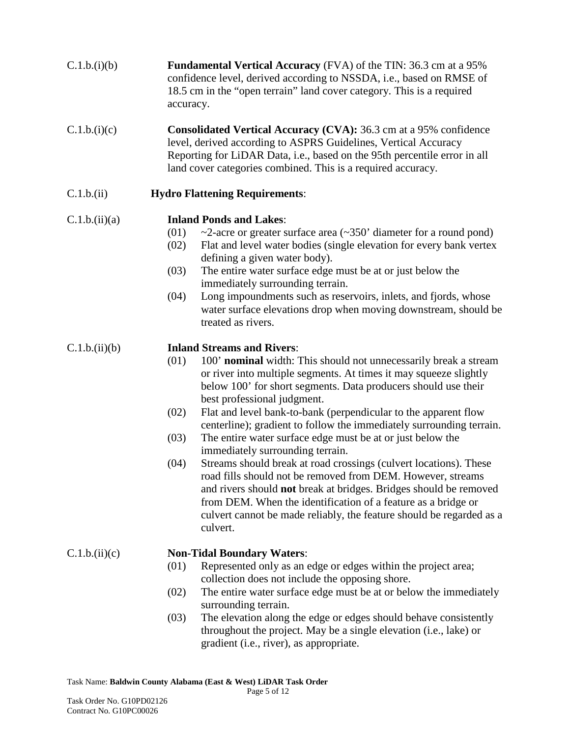C.1.b.(i)(b) **Fundamental Vertical Accuracy** (FVA) of the TIN: 36.3 cm at a 95% confidence level, derived according to NSSDA, i.e., based on RMSE of 18.5 cm in the "open terrain" land cover category. This is a required accuracy.

C.1.b.(i)(c) **Consolidated Vertical Accuracy (CVA):** 36.3 cm at a 95% confidence level, derived according to ASPRS Guidelines, Vertical Accuracy Reporting for LiDAR Data, i.e., based on the 95th percentile error in all land cover categories combined. This is a required accuracy.

C.1.b.(ii) **Hydro Flattening Requirements**:

C.1.b.(ii)(a) **Inland Ponds and Lakes**:

- (01) ~2-acre or greater surface area (~350' diameter for a round pond)
- (02) Flat and level water bodies (single elevation for every bank vertex defining a given water body).
- (03) The entire water surface edge must be at or just below the immediately surrounding terrain.
- (04) Long impoundments such as reservoirs, inlets, and fjords, whose water surface elevations drop when moving downstream, should be treated as rivers.

C.1.b.(ii)(b) **Inland Streams and Rivers**:

- (01) 100' **nominal** width: This should not unnecessarily break a stream or river into multiple segments. At times it may squeeze slightly below 100' for short segments. Data producers should use their best professional judgment.
- (02) Flat and level bank-to-bank (perpendicular to the apparent flow centerline); gradient to follow the immediately surrounding terrain.
- (03) The entire water surface edge must be at or just below the immediately surrounding terrain.
- (04) Streams should break at road crossings (culvert locations). These road fills should not be removed from DEM. However, streams and rivers should **not** break at bridges. Bridges should be removed from DEM. When the identification of a feature as a bridge or culvert cannot be made reliably, the feature should be regarded as a culvert.

C.1.b.(ii)(c) **Non-Tidal Boundary Waters**:

- (01) Represented only as an edge or edges within the project area; collection does not include the opposing shore.
- (02) The entire water surface edge must be at or below the immediately surrounding terrain.
- (03) The elevation along the edge or edges should behave consistently throughout the project. May be a single elevation (i.e., lake) or gradient (i.e., river), as appropriate.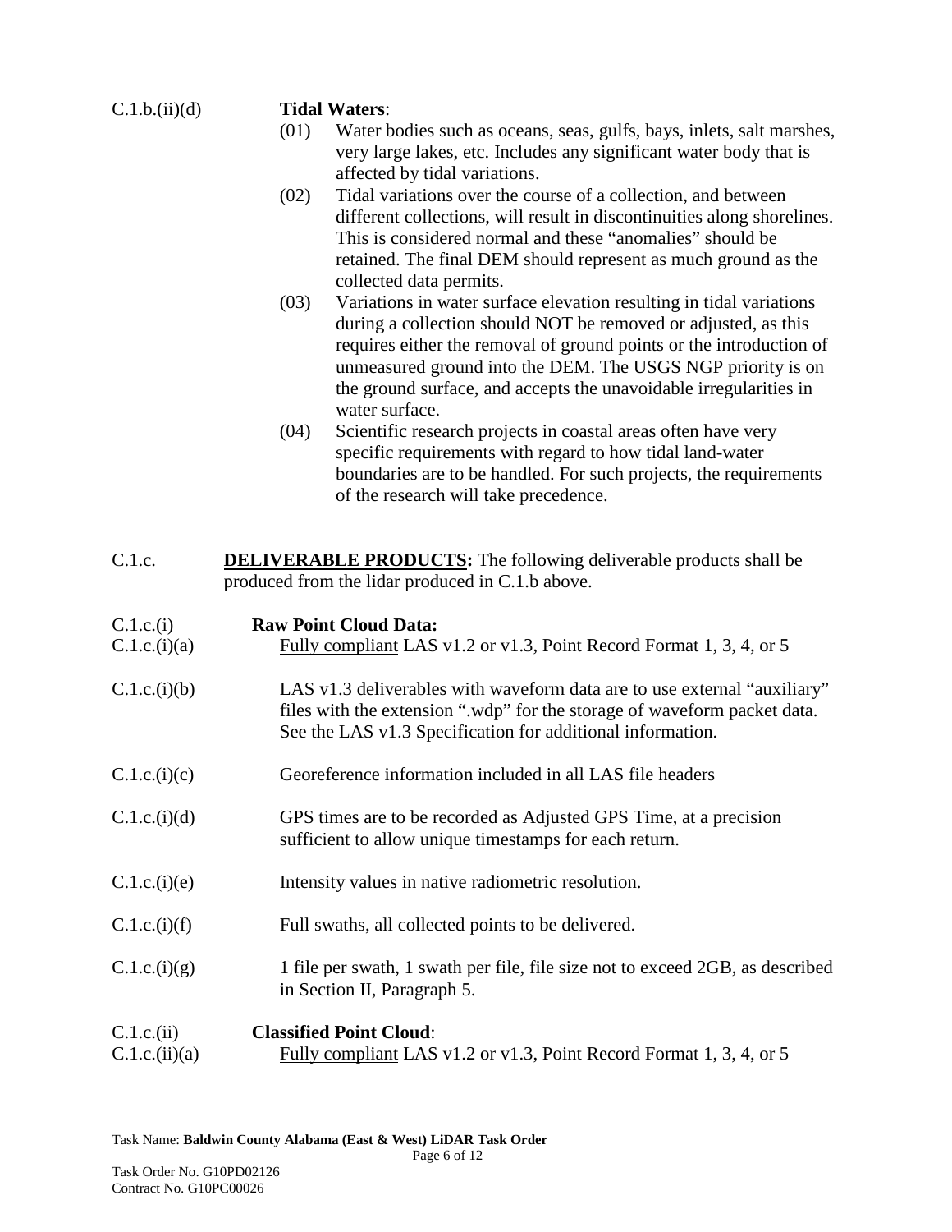C.1.b.(ii)(d) **Tidal Waters**:

(01) Water bodies such as oceans, seas, gulfs, bays, inlets, salt marshes, very large lakes, etc. Includes any significant water body that is affected by tidal variations.

(02) Tidal variations over the course of a collection, and between different collections, will result in discontinuities along shorelines. This is considered normal and these "anomalies" should be retained. The final DEM should represent as much ground as the collected data permits.

(03) Variations in water surface elevation resulting in tidal variations during a collection should NOT be removed or adjusted, as this requires either the removal of ground points or the introduction of unmeasured ground into the DEM. The USGS NGP priority is on the ground surface, and accepts the unavoidable irregularities in water surface.

(04) Scientific research projects in coastal areas often have very specific requirements with regard to how tidal land-water boundaries are to be handled. For such projects, the requirements of the research will take precedence.

C.1.c. **DELIVERABLE PRODUCTS:** The following deliverable products shall be produced from the lidar produced in C.1.b above.

C.1.c.(i) **Raw Point Cloud Data:**

C.1.c.(i)(a) Fully compliant LAS v1.2 or v1.3, Point Record Format 1, 3, 4, or 5

C.1.c.(i)(b) LAS v1.3 deliverables with waveform data are to use external "auxiliary" files with the extension ".wdp" for the storage of waveform packet data. See the LAS v1.3 Specification for additional information.

C.1.c.(i)(c) Georeference information included in all LAS file headers

C.1.c.(i)(d) GPS times are to be recorded as Adjusted GPS Time, at a precision sufficient to allow unique timestamps for each return.

C.1.c.(i)(e) Intensity values in native radiometric resolution.

C.1.c.(i)(f) Full swaths, all collected points to be delivered.

C.1.c.(i)(g) 1 file per swath, 1 swath per file, file size not to exceed 2GB, as described in Section II, Paragraph 5.

C.1.c.(ii) **Classified Point Cloud**:

C.1.c.(ii)(a) Fully compliant LAS v1.2 or v1.3, Point Record Format 1, 3, 4, or 5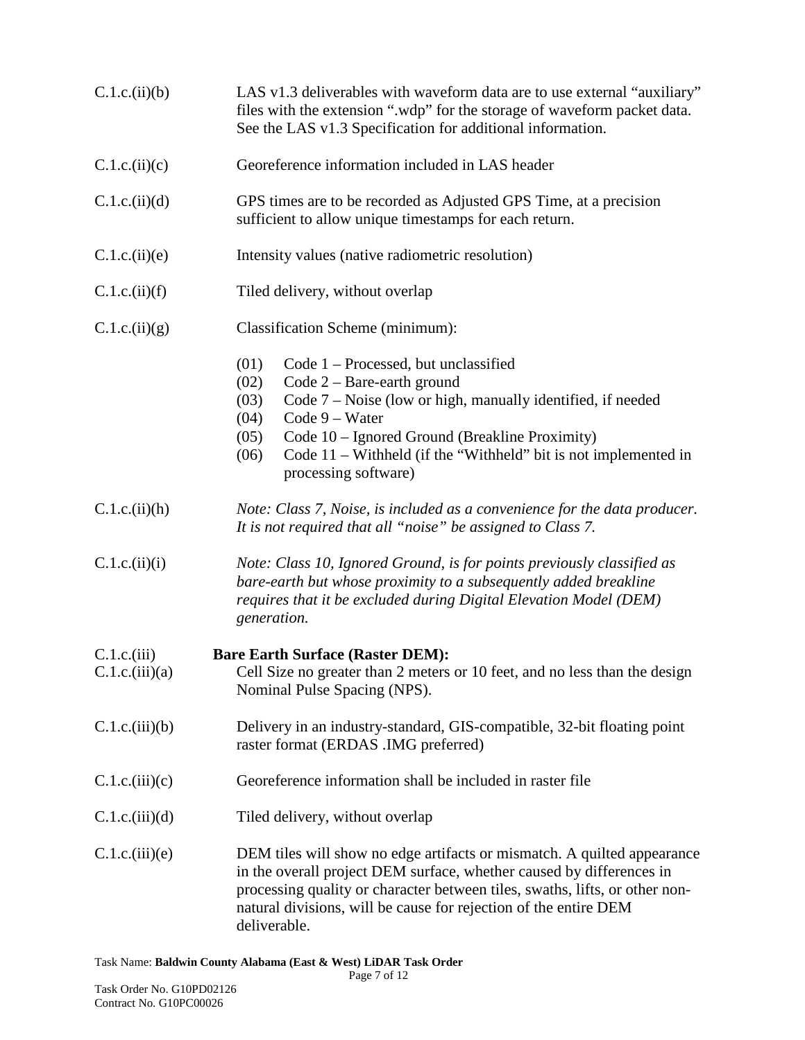C.1.c.(ii)(b) LAS v1.3 deliverables with waveform data are to use external “auxiliary” files with the extension “.wdp” for the storage of waveform packet data. See the LAS v1.3 Specification for additional information.

C.1.c.(ii)(c) Georeference information included in LAS header

C.1.c.(ii)(d) GPS times are to be recorded as Adjusted GPS Time, at a precision sufficient to allow unique timestamps for each return.

C.1.c.(ii)(e) Intensity values (native radiometric resolution)

C.1.c.(ii)(f) Tiled delivery, without overlap

C.1.c.(ii)(g) Classification Scheme (minimum):

- (01) Code 1 – Processed, but unclassified
- (02) Code 2 – Bare-earth ground
- (03) Code 7 – Noise (low or high, manually identified, if needed
- (04) Code 9 – Water
- (05) Code 10 – Ignored Ground (Breakline Proximity)
- (06) Code 11 – Withheld (if the “Withheld” bit is not implemented in processing software)

C.1.c.(ii)(h) *Note: Class 7, Noise, is included as a convenience for the data producer. It is not required that all “noise” be assigned to Class 7.*

C.1.c.(ii)(i) *Note: Class 10, Ignored Ground, is for points previously classified as bare-earth but whose proximity to a subsequently added breakline requires that it be excluded during Digital Elevation Model (DEM) generation.*

C.1.c.(iii) **Bare Earth Surface (Raster DEM):**

C.1.c.(iii)(a) Cell Size no greater than 2 meters or 10 feet, and no less than the design Nominal Pulse Spacing (NPS).

C.1.c.(iii)(b) Delivery in an industry-standard, GIS-compatible, 32-bit floating point raster format (ERDAS .IMG preferred)

C.1.c.(iii)(c) Georeference information shall be included in raster file

C.1.c.(iii)(d) Tiled delivery, without overlap

C.1.c.(iii)(e) DEM tiles will show no edge artifacts or mismatch. A quilted appearance in the overall project DEM surface, whether caused by differences in processing quality or character between tiles, swaths, lifts, or other non-natural divisions, will be cause for rejection of the entire DEM deliverable.

Task Name: **Baldwin County Alabama (East & West) LiDAR Task Order**

Task Order No. G10PD02126
Contract No. G10PC00026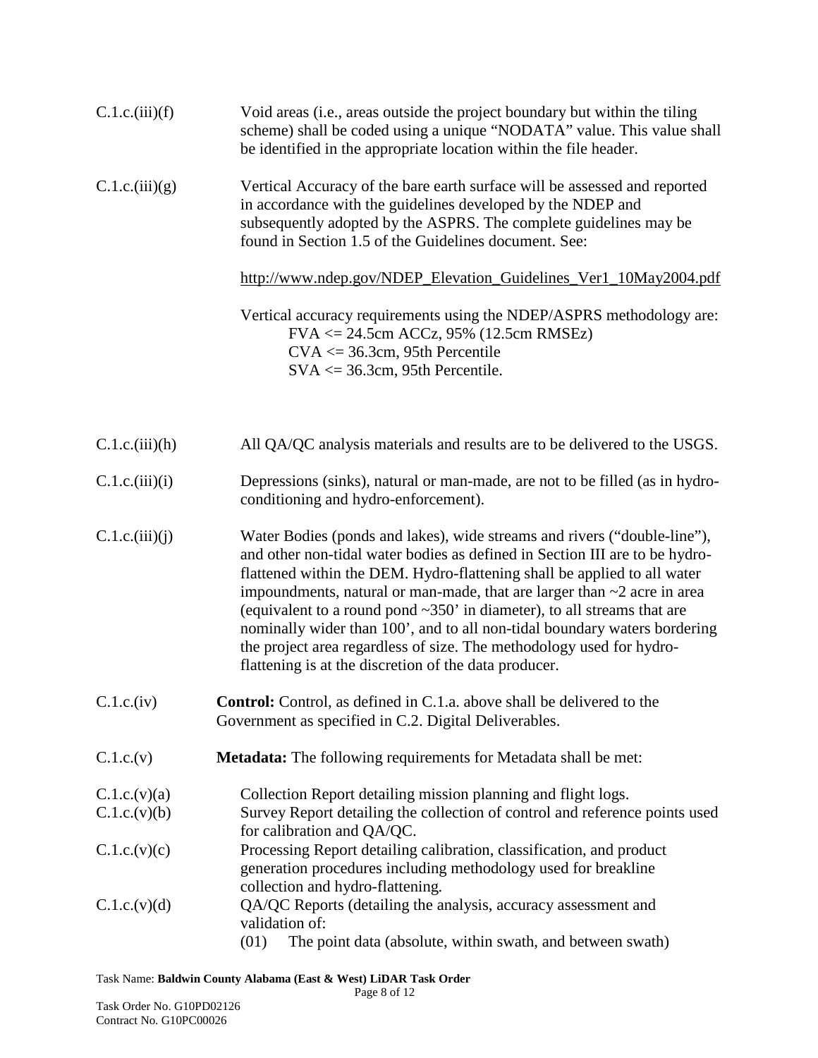C.1.c.(iii)(f) Void areas (i.e., areas outside the project boundary but within the tiling scheme) shall be coded using a unique "NODATA" value. This value shall be identified in the appropriate location within the file header.

C.1.c.(iii)(g) Vertical Accuracy of the bare earth surface will be assessed and reported in accordance with the guidelines developed by the NDEP and subsequently adopted by the ASPRS. The complete guidelines may be found in Section 1.5 of the Guidelines document. See:

http://www.ndep.gov/NDEP_Elevation_Guidelines_Ver1_10May2004.pdf

Vertical accuracy requirements using the NDEP/ASPRS methodology are:
FVA <= 24.5cm ACCz, 95% (12.5cm RMSEz)
CVA <= 36.3cm, 95th Percentile
SVA <= 36.3cm, 95th Percentile.

C.1.c.(iii)(h) All QA/QC analysis materials and results are to be delivered to the USGS.

C.1.c.(iii)(i) Depressions (sinks), natural or man-made, are not to be filled (as in hydro-conditioning and hydro-enforcement).

C.1.c.(iii)(j) Water Bodies (ponds and lakes), wide streams and rivers ("double-line"), and other non-tidal water bodies as defined in Section III are to be hydro-flattened within the DEM. Hydro-flattening shall be applied to all water impoundments, natural or man-made, that are larger than ~2 acre in area (equivalent to a round pond ~350' in diameter), to all streams that are nominally wider than 100', and to all non-tidal boundary waters bordering the project area regardless of size. The methodology used for hydro-flattening is at the discretion of the data producer.

C.1.c.(iv) **Control:** Control, as defined in C.1.a. above shall be delivered to the Government as specified in C.2. Digital Deliverables.

C.1.c.(v) **Metadata:** The following requirements for Metadata shall be met:

C.1.c.(v)(a) Collection Report detailing mission planning and flight logs.

C.1.c.(v)(b) Survey Report detailing the collection of control and reference points used for calibration and QA/QC.

C.1.c.(v)(c) Processing Report detailing calibration, classification, and product generation procedures including methodology used for breakline collection and hydro-flattening.

C.1.c.(v)(d) QA/QC Reports (detailing the analysis, accuracy assessment and validation of:

(01) The point data (absolute, within swath, and between swath)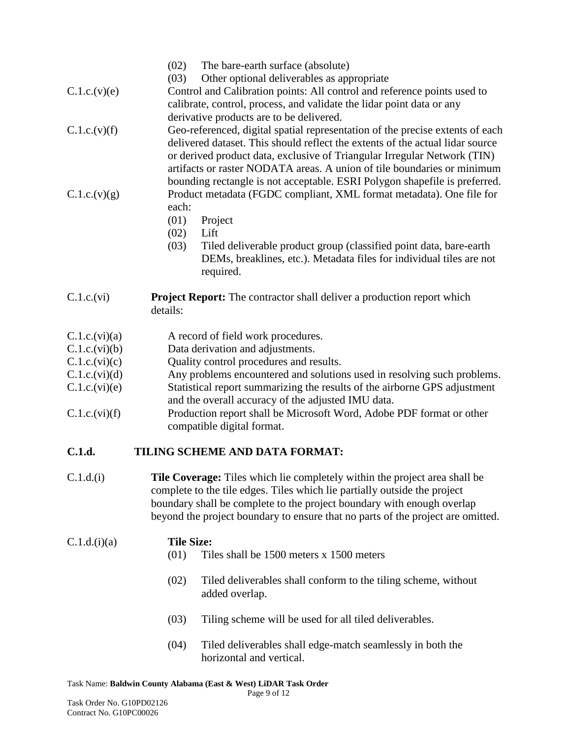(02) The bare-earth surface (absolute)

(03) Other optional deliverables as appropriate

C.1.c.(v)(e) Control and Calibration points: All control and reference points used to calibrate, control, process, and validate the lidar point data or any derivative products are to be delivered.

C.1.c.(v)(f) Geo-referenced, digital spatial representation of the precise extents of each delivered dataset. This should reflect the extents of the actual lidar source or derived product data, exclusive of Triangular Irregular Network (TIN) artifacts or raster NODATA areas. A union of tile boundaries or minimum bounding rectangle is not acceptable. ESRI Polygon shapefile is preferred.

C.1.c.(v)(g) Product metadata (FGDC compliant, XML format metadata). One file for each:

(01) Project

(02) Lift

(03) Tiled deliverable product group (classified point data, bare-earth DEMs, breaklines, etc.). Metadata files for individual tiles are not required.

C.1.c.(vi) **Project Report:** The contractor shall deliver a production report which details:

C.1.c.(vi)(a) A record of field work procedures.

C.1.c.(vi)(b) Data derivation and adjustments.

C.1.c.(vi)(c) Quality control procedures and results.

C.1.c.(vi)(d) Any problems encountered and solutions used in resolving such problems.

C.1.c.(vi)(e) Statistical report summarizing the results of the airborne GPS adjustment and the overall accuracy of the adjusted IMU data.

C.1.c.(vi)(f) Production report shall be Microsoft Word, Adobe PDF format or other compatible digital format.

## C.1.d. TILING SCHEME AND DATA FORMAT:

C.1.d.(i) **Tile Coverage:** Tiles which lie completely within the project area shall be complete to the tile edges. Tiles which lie partially outside the project boundary shall be complete to the project boundary with enough overlap beyond the project boundary to ensure that no parts of the project are omitted.

C.1.d.(i)(a) **Tile Size:**

(01) Tiles shall be 1500 meters x 1500 meters

(02) Tiled deliverables shall conform to the tiling scheme, without added overlap.

(03) Tiling scheme will be used for all tiled deliverables.

(04) Tiled deliverables shall edge-match seamlessly in both the horizontal and vertical.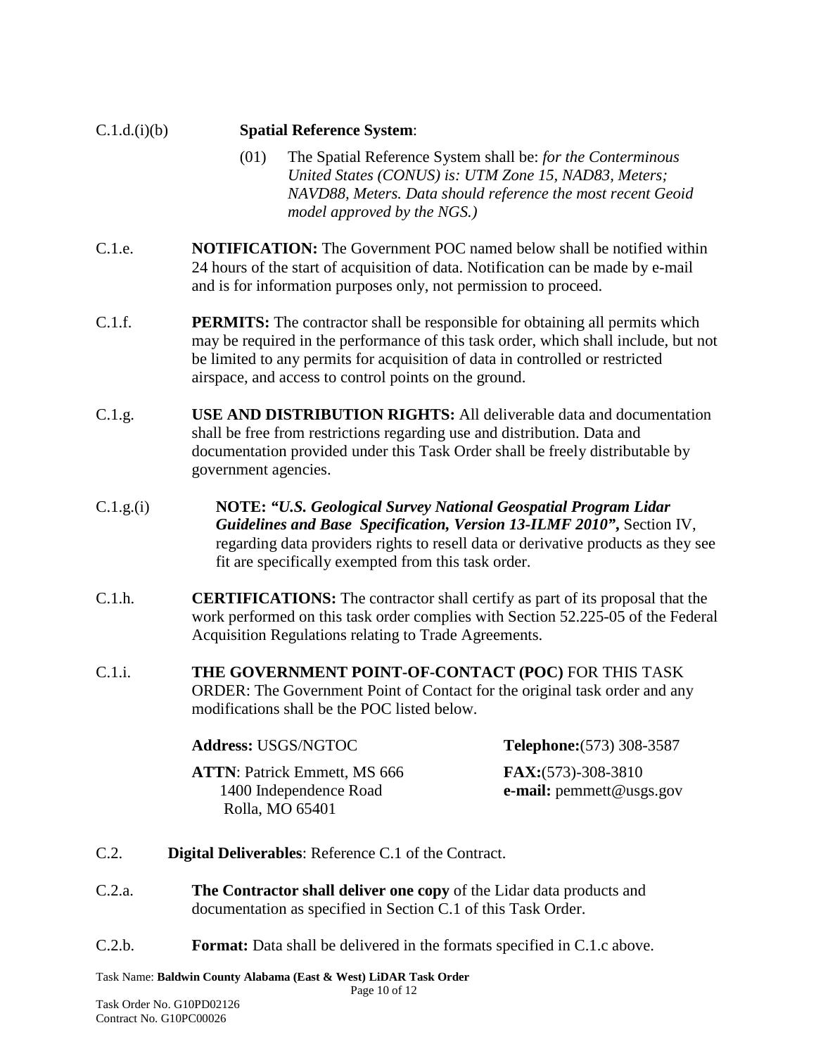C.1.d.(i)(b) **Spatial Reference System**:

(01) The Spatial Reference System shall be: *for the Conterminous United States (CONUS) is: UTM Zone 15, NAD83, Meters; NAVD88, Meters. Data should reference the most recent Geoid model approved by the NGS.)*

C.1.e. **NOTIFICATION:** The Government POC named below shall be notified within 24 hours of the start of acquisition of data. Notification can be made by e-mail and is for information purposes only, not permission to proceed.

C.1.f. **PERMITS:** The contractor shall be responsible for obtaining all permits which may be required in the performance of this task order, which shall include, but not be limited to any permits for acquisition of data in controlled or restricted airspace, and access to control points on the ground.

C.1.g. **USE AND DISTRIBUTION RIGHTS:** All deliverable data and documentation shall be free from restrictions regarding use and distribution. Data and documentation provided under this Task Order shall be freely distributable by government agencies.

C.1.g.(i) **NOTE:** ***"U.S. Geological Survey National Geospatial Program Lidar Guidelines and Base Specification, Version 13-ILMF 2010",*** Section IV, regarding data providers rights to resell data or derivative products as they see fit are specifically exempted from this task order.

C.1.h. **CERTIFICATIONS:** The contractor shall certify as part of its proposal that the work performed on this task order complies with Section 52.225-05 of the Federal Acquisition Regulations relating to Trade Agreements.

C.1.i. **THE GOVERNMENT POINT-OF-CONTACT (POC)** FOR THIS TASK ORDER: The Government Point of Contact for the original task order and any modifications shall be the POC listed below.

**Address:** USGS/NGTOC
**ATTN**: Patrick Emmett, MS 666
1400 Independence Road
Rolla, MO 65401

**Telephone:**(573) 308-3587
**FAX:**(573)-308-3810
**e-mail:** pemmett@usgs.gov

C.2. **Digital Deliverables**: Reference C.1 of the Contract.

C.2.a. **The Contractor shall deliver one copy** of the Lidar data products and documentation as specified in Section C.1 of this Task Order.

C.2.b. **Format:** Data shall be delivered in the formats specified in C.1.c above.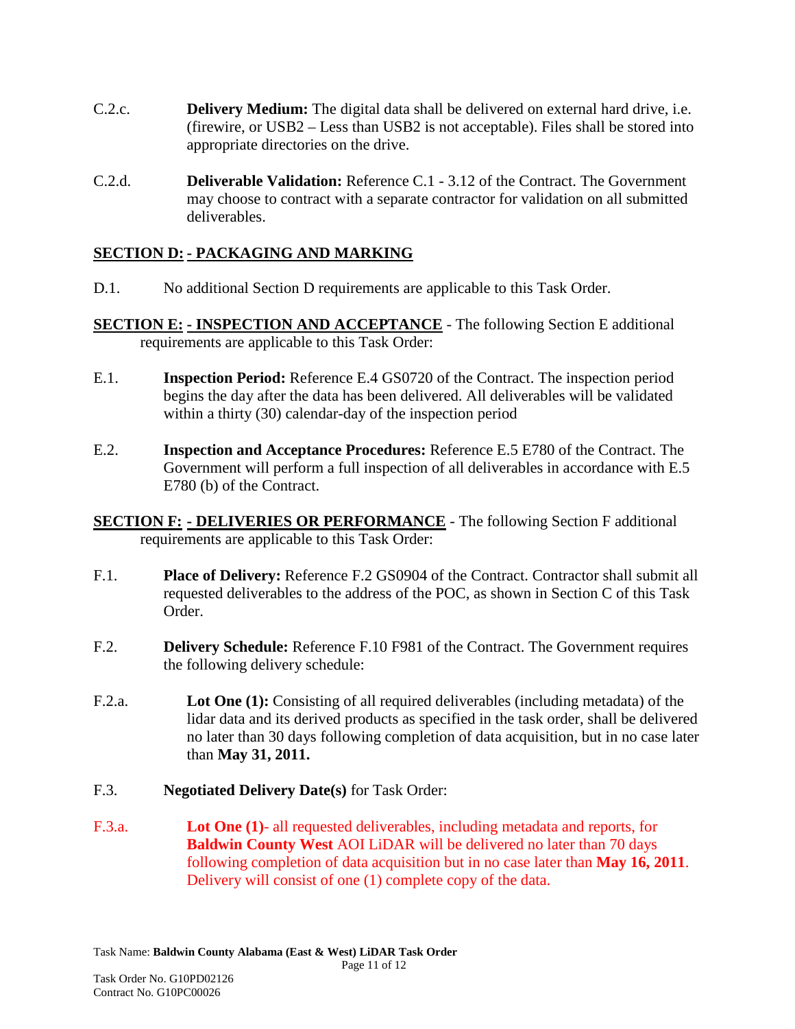C.2.c. **Delivery Medium:** The digital data shall be delivered on external hard drive, i.e. (firewire, or USB2 – Less than USB2 is not acceptable). Files shall be stored into appropriate directories on the drive.

C.2.d. **Deliverable Validation:** Reference C.1 - 3.12 of the Contract. The Government may choose to contract with a separate contractor for validation on all submitted deliverables.

## SECTION D: - PACKAGING AND MARKING

D.1. No additional Section D requirements are applicable to this Task Order.

**SECTION E: - INSPECTION AND ACCEPTANCE** - The following Section E additional requirements are applicable to this Task Order:

E.1. **Inspection Period:** Reference E.4 GS0720 of the Contract. The inspection period begins the day after the data has been delivered. All deliverables will be validated within a thirty (30) calendar-day of the inspection period

E.2. **Inspection and Acceptance Procedures:** Reference E.5 E780 of the Contract. The Government will perform a full inspection of all deliverables in accordance with E.5 E780 (b) of the Contract.

**SECTION F: - DELIVERIES OR PERFORMANCE** - The following Section F additional requirements are applicable to this Task Order:

F.1. **Place of Delivery:** Reference F.2 GS0904 of the Contract. Contractor shall submit all requested deliverables to the address of the POC, as shown in Section C of this Task Order.

F.2. **Delivery Schedule:** Reference F.10 F981 of the Contract. The Government requires the following delivery schedule:

F.2.a. **Lot One (1):** Consisting of all required deliverables (including metadata) of the lidar data and its derived products as specified in the task order, shall be delivered no later than 30 days following completion of data acquisition, but in no case later than **May 31, 2011.**

F.3. **Negotiated Delivery Date(s)** for Task Order:

F.3.a. **Lot One (1)**- all requested deliverables, including metadata and reports, for **Baldwin County West** AOI LiDAR will be delivered no later than 70 days following completion of data acquisition but in no case later than **May 16, 2011**. Delivery will consist of one (1) complete copy of the data.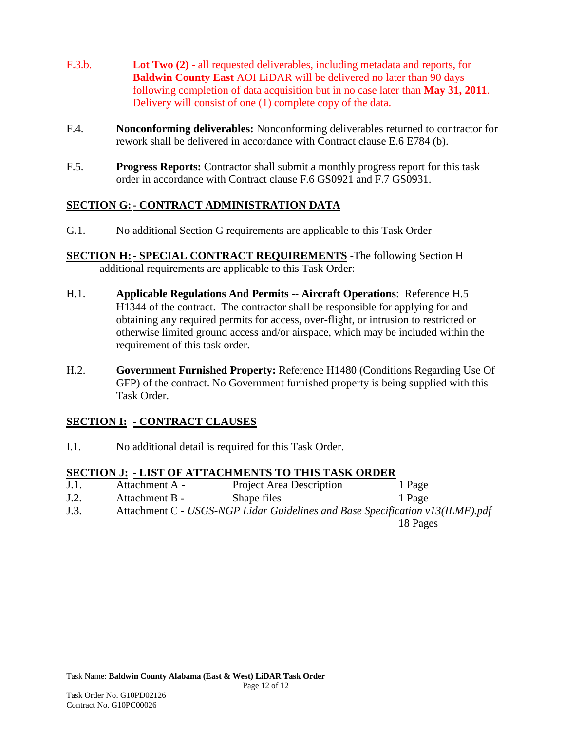F.3.b. **Lot Two (2)** - all requested deliverables, including metadata and reports, for **Baldwin County East** AOI LiDAR will be delivered no later than 90 days following completion of data acquisition but in no case later than **May 31, 2011**. Delivery will consist of one (1) complete copy of the data.

F.4. **Nonconforming deliverables:** Nonconforming deliverables returned to contractor for rework shall be delivered in accordance with Contract clause E.6 E784 (b).

F.5. **Progress Reports:** Contractor shall submit a monthly progress report for this task order in accordance with Contract clause F.6 GS0921 and F.7 GS0931.

## SECTION G: - CONTRACT ADMINISTRATION DATA

G.1. No additional Section G requirements are applicable to this Task Order

## SECTION H: - SPECIAL CONTRACT REQUIREMENTS -The following Section H additional requirements are applicable to this Task Order:

H.1. **Applicable Regulations And Permits -- Aircraft Operations**: Reference H.5 H1344 of the contract. The contractor shall be responsible for applying for and obtaining any required permits for access, over-flight, or intrusion to restricted or otherwise limited ground access and/or airspace, which may be included within the requirement of this task order.

H.2. **Government Furnished Property:** Reference H1480 (Conditions Regarding Use Of GFP) of the contract. No Government furnished property is being supplied with this Task Order.

## SECTION I: - CONTRACT CLAUSES

I.1. No additional detail is required for this Task Order.

## SECTION J: - LIST OF ATTACHMENTS TO THIS TASK ORDER

| | | | |
|---|---|---|---|
| J.1. | Attachment A - | Project Area Description | 1 Page |
| J.2. | Attachment B - | Shape files | 1 Page |
| J.3. | Attachment C - *USGS-NGP Lidar Guidelines and Base Specification v13(ILMF).pdf* | | 18 Pages |

Task Name: **Baldwin County Alabama (East & West) LiDAR Task Order**

Task Order No. G10PD02126
Contract No. G10PC00026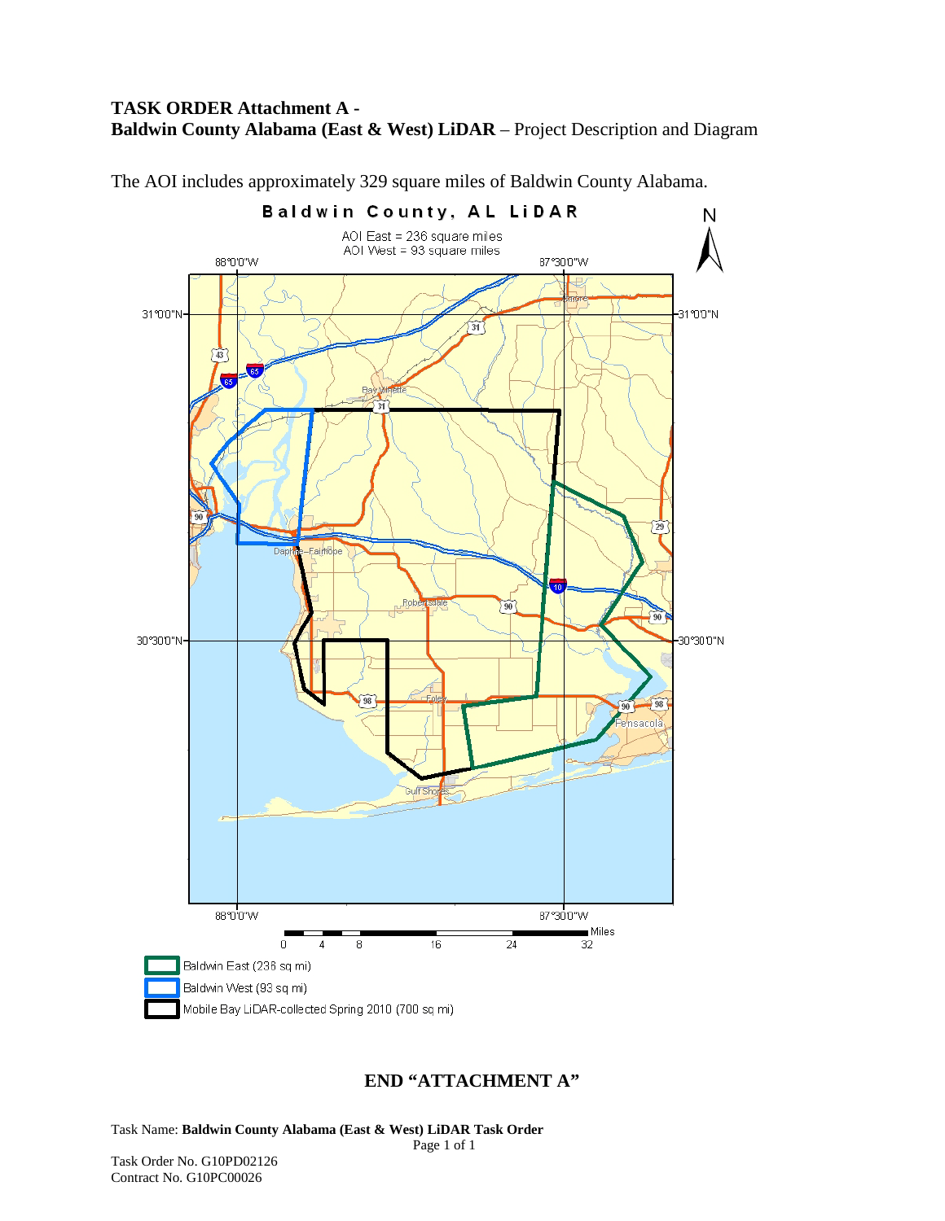**TASK ORDER Attachment A -**
**Baldwin County Alabama (East & West) LiDAR** – Project Description and Diagram

The AOI includes approximately 329 square miles of Baldwin County Alabama.

Baldwin County, AL LiDAR

AOI East = 236 square miles
AOI West = 93 square miles

N

88°0'0"W
87°30'0"W
31°0'0"N
30°30'0"N

Bay Minette
Daphne-Fairhope
Robertsdale
Foley
Gulf Shores
Pensacola

Miles
0 4 8 16 24 32

Baldwin East (236 sq mi)
Baldwin West (93 sq mi)
Mobile Bay LiDAR-collected Spring 2010 (700 sq mi)

**END "ATTACHMENT A"**

Task Name: **Baldwin County Alabama (East & West) LiDAR Task Order**

Task Order No. G10PD02126
Contract No. G10PC00026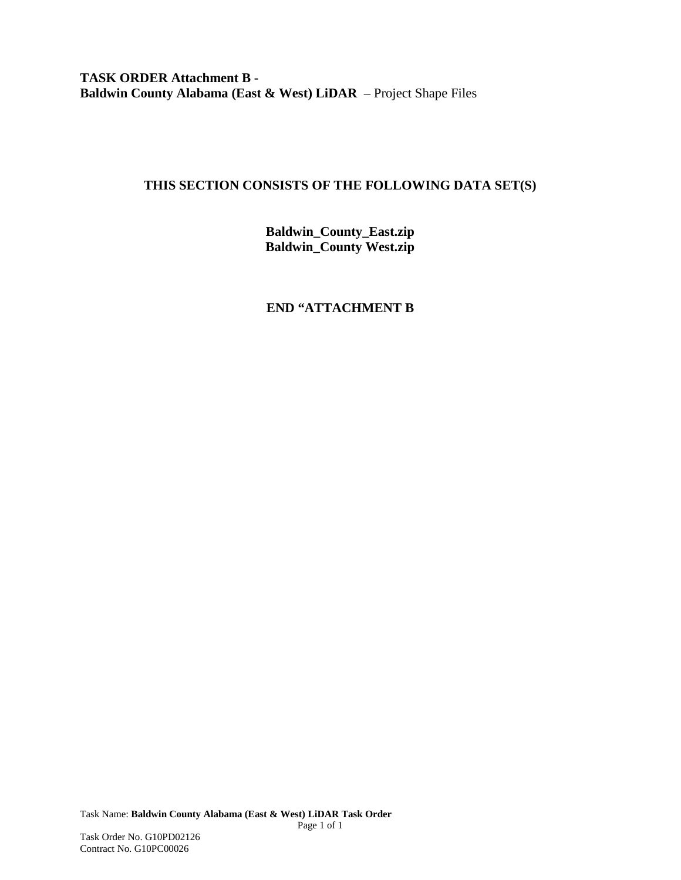**TASK ORDER Attachment B -**
**Baldwin County Alabama (East & West) LiDAR** – Project Shape Files

## THIS SECTION CONSISTS OF THE FOLLOWING DATA SET(S)

**Baldwin_County_East.zip**
**Baldwin_County West.zip**

**END "ATTACHMENT B**

Task Name: **Baldwin County Alabama (East & West) LiDAR Task Order**

Task Order No. G10PD02126
Contract No. G10PC00026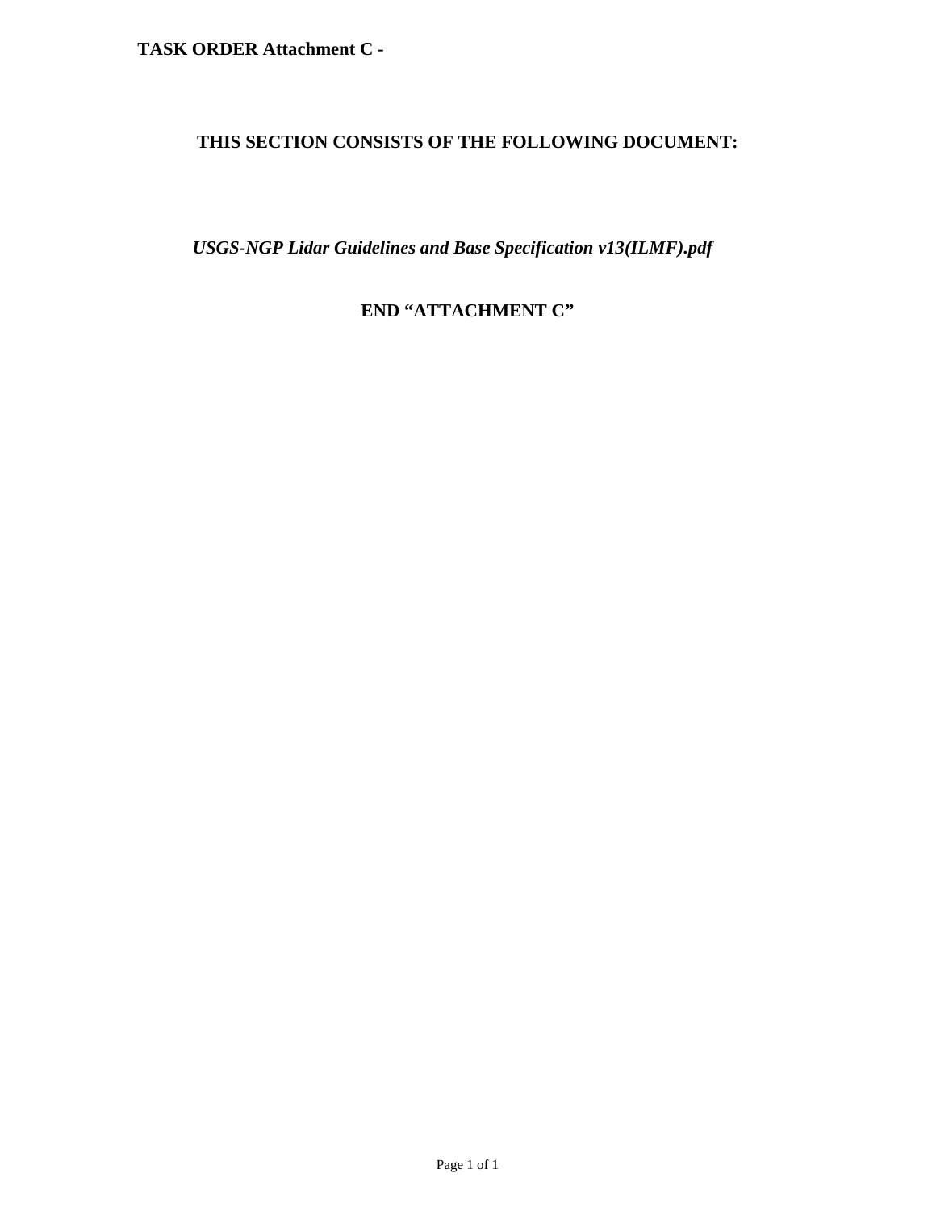**TASK ORDER Attachment C -**

## THIS SECTION CONSISTS OF THE FOLLOWING DOCUMENT:

***USGS-NGP Lidar Guidelines and Base Specification v13(ILMF).pdf***

**END "ATTACHMENT C"**